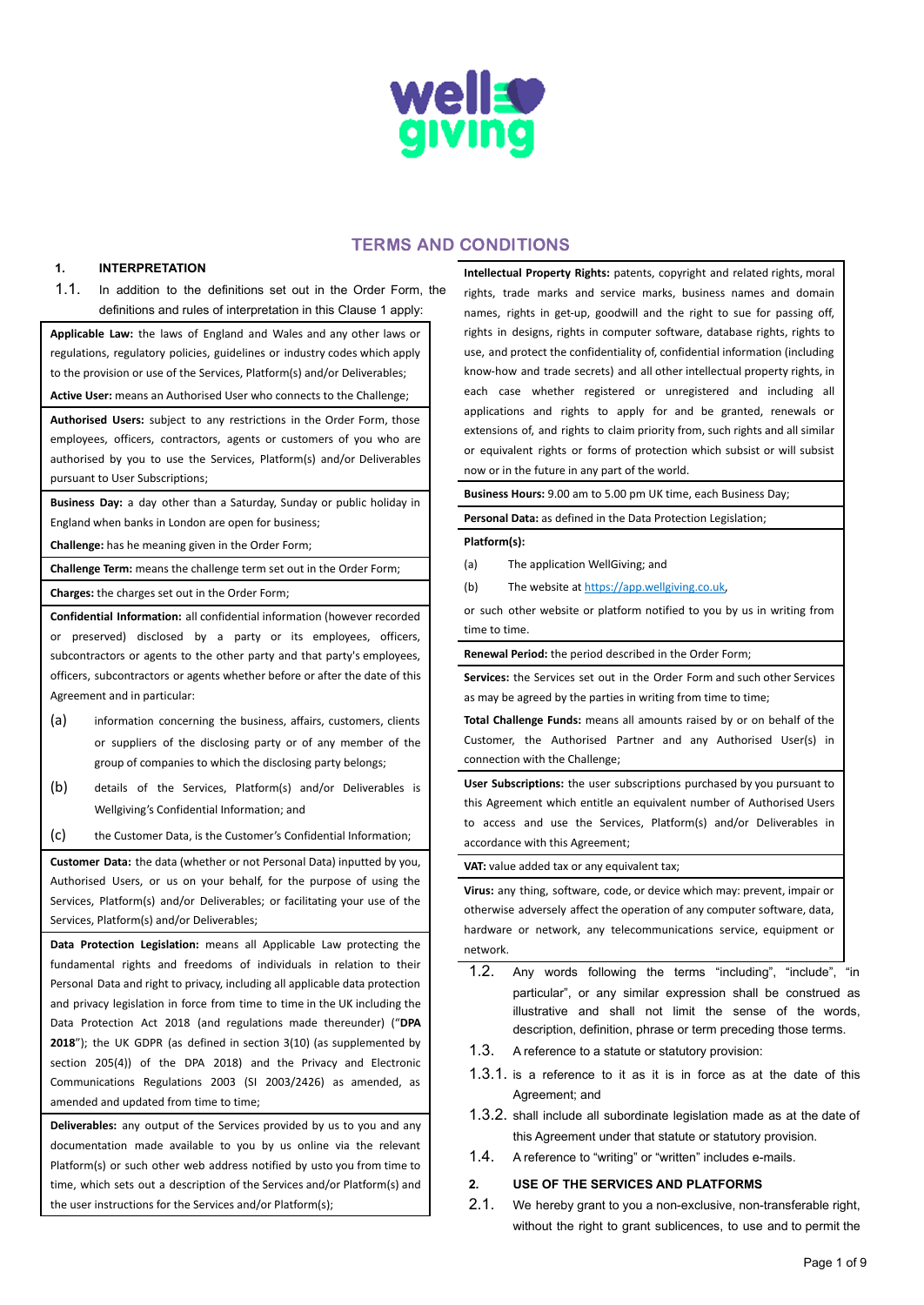# TERMS AND CONDITIONS

## 1. INTERPRETATION

1.1. In addition to the definitions set out in the Order Form, the definitions and rules of interpretation in this Clause 1 apply:

**Applicable Law:** the laws of England and Wales and any other laws or regulations, regulatory policies, guidelines or industry codes which apply to the provision or use of the Services, Platform(s) and/or Deliverables;

**Active User:** means an Authorised User who connects to the Challenge;

**Authorised Users:** subject to any restrictions in the Order Form, those employees, officers, contractors, agents or customers of you who are authorised by you to use the Services, Platform(s) and/or Deliverables pursuant to User Subscriptions;

**Business Day:** a day other than a Saturday, Sunday or public holiday in England when banks in London are open for business;

**Challenge:** has he meaning given in the Order Form;

**Challenge Term:** means the challenge term set out in the Order Form;

**Charges:** the charges set out in the Order Form;

**Confidential Information:** all confidential information (however recorded or preserved) disclosed by a party or its employees, officers, subcontractors or agents to the other party and that party's employees, officers, subcontractors or agents whether before or after the date of this Agreement and in particular:

(a) information concerning the business, affairs, customers, clients or suppliers of the disclosing party or of any member of the group of companies to which the disclosing party belongs;

(b) details of the Services, Platform(s) and/or Deliverables is Wellgiving's Confidential Information; and

(c) the Customer Data, is the Customer's Confidential Information;

**Customer Data:** the data (whether or not Personal Data) inputted by you, Authorised Users, or us on your behalf, for the purpose of using the Services, Platform(s) and/or Deliverables; or facilitating your use of the Services, Platform(s) and/or Deliverables;

**Data Protection Legislation:** means all Applicable Law protecting the fundamental rights and freedoms of individuals in relation to their Personal Data and right to privacy, including all applicable data protection and privacy legislation in force from time to time in the UK including the Data Protection Act 2018 (and regulations made thereunder) ("**DPA 2018**"); the UK GDPR (as defined in section 3(10) (as supplemented by section 205(4)) of the DPA 2018) and the Privacy and Electronic Communications Regulations 2003 (SI 2003/2426) as amended, as amended and updated from time to time;

**Deliverables:** any output of the Services provided by us to you and any documentation made available to you by us online via the relevant Platform(s) or such other web address notified by usto you from time to time, which sets out a description of the Services and/or Platform(s) and the user instructions for the Services and/or Platform(s);

**Intellectual Property Rights:** patents, copyright and related rights, moral rights, trade marks and service marks, business names and domain names, rights in get-up, goodwill and the right to sue for passing off, rights in designs, rights in computer software, database rights, rights to use, and protect the confidentiality of, confidential information (including know-how and trade secrets) and all other intellectual property rights, in each case whether registered or unregistered and including all applications and rights to apply for and be granted, renewals or extensions of, and rights to claim priority from, such rights and all similar or equivalent rights or forms of protection which subsist or will subsist now or in the future in any part of the world.

**Business Hours:** 9.00 am to 5.00 pm UK time, each Business Day;

**Personal Data:** as defined in the Data Protection Legislation;

**Platform(s):**

(a) The application WellGiving; and

(b) The website at https://app.wellgiving.co.uk,

or such other website or platform notified to you by us in writing from time to time.

**Renewal Period:** the period described in the Order Form;

**Services:** the Services set out in the Order Form and such other Services as may be agreed by the parties in writing from time to time;

**Total Challenge Funds:** means all amounts raised by or on behalf of the Customer, the Authorised Partner and any Authorised User(s) in connection with the Challenge;

**User Subscriptions:** the user subscriptions purchased by you pursuant to this Agreement which entitle an equivalent number of Authorised Users to access and use the Services, Platform(s) and/or Deliverables in accordance with this Agreement;

**VAT:** value added tax or any equivalent tax;

**Virus:** any thing, software, code, or device which may: prevent, impair or otherwise adversely affect the operation of any computer software, data, hardware or network, any telecommunications service, equipment or network.

1.2. Any words following the terms "including", "include", "in particular", or any similar expression shall be construed as illustrative and shall not limit the sense of the words, description, definition, phrase or term preceding those terms.

1.3. A reference to a statute or statutory provision:

1.3.1. is a reference to it as it is in force as at the date of this Agreement; and

1.3.2. shall include all subordinate legislation made as at the date of this Agreement under that statute or statutory provision.

1.4. A reference to "writing" or "written" includes e-mails.

## 2. USE OF THE SERVICES AND PLATFORMS

2.1. We hereby grant to you a non-exclusive, non-transferable right, without the right to grant sublicences, to use and to permit the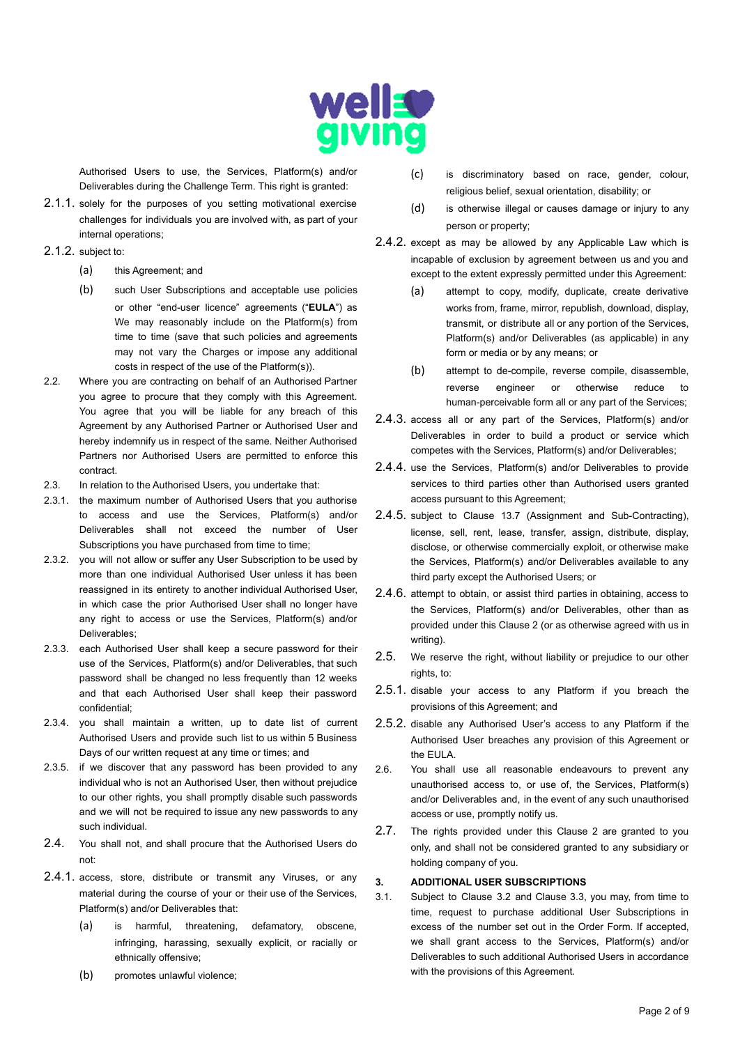Authorised Users to use, the Services, Platform(s) and/or Deliverables during the Challenge Term. This right is granted:

2.1.1. solely for the purposes of you setting motivational exercise challenges for individuals you are involved with, as part of your internal operations;

2.1.2. subject to:

(a) this Agreement; and

(b) such User Subscriptions and acceptable use policies or other "end-user licence" agreements ("**EULA**") as We may reasonably include on the Platform(s) from time to time (save that such policies and agreements may not vary the Charges or impose any additional costs in respect of the use of the Platform(s)).

2.2. Where you are contracting on behalf of an Authorised Partner you agree to procure that they comply with this Agreement. You agree that you will be liable for any breach of this Agreement by any Authorised Partner or Authorised User and hereby indemnify us in respect of the same. Neither Authorised Partners nor Authorised Users are permitted to enforce this contract.

2.3. In relation to the Authorised Users, you undertake that:

2.3.1. the maximum number of Authorised Users that you authorise to access and use the Services, Platform(s) and/or Deliverables shall not exceed the number of User Subscriptions you have purchased from time to time;

2.3.2. you will not allow or suffer any User Subscription to be used by more than one individual Authorised User unless it has been reassigned in its entirety to another individual Authorised User, in which case the prior Authorised User shall no longer have any right to access or use the Services, Platform(s) and/or Deliverables;

2.3.3. each Authorised User shall keep a secure password for their use of the Services, Platform(s) and/or Deliverables, that such password shall be changed no less frequently than 12 weeks and that each Authorised User shall keep their password confidential;

2.3.4. you shall maintain a written, up to date list of current Authorised Users and provide such list to us within 5 Business Days of our written request at any time or times; and

2.3.5. if we discover that any password has been provided to any individual who is not an Authorised User, then without prejudice to our other rights, you shall promptly disable such passwords and we will not be required to issue any new passwords to any such individual.

2.4. You shall not, and shall procure that the Authorised Users do not:

2.4.1. access, store, distribute or transmit any Viruses, or any material during the course of your or their use of the Services, Platform(s) and/or Deliverables that:

(a) is harmful, threatening, defamatory, obscene, infringing, harassing, sexually explicit, or racially or ethnically offensive;

(b) promotes unlawful violence;

(c) is discriminatory based on race, gender, colour, religious belief, sexual orientation, disability; or

(d) is otherwise illegal or causes damage or injury to any person or property;

2.4.2. except as may be allowed by any Applicable Law which is incapable of exclusion by agreement between us and you and except to the extent expressly permitted under this Agreement:

(a) attempt to copy, modify, duplicate, create derivative works from, frame, mirror, republish, download, display, transmit, or distribute all or any portion of the Services, Platform(s) and/or Deliverables (as applicable) in any form or media or by any means; or

(b) attempt to de-compile, reverse compile, disassemble, reverse engineer or otherwise reduce to human-perceivable form all or any part of the Services;

2.4.3. access all or any part of the Services, Platform(s) and/or Deliverables in order to build a product or service which competes with the Services, Platform(s) and/or Deliverables;

2.4.4. use the Services, Platform(s) and/or Deliverables to provide services to third parties other than Authorised users granted access pursuant to this Agreement;

2.4.5. subject to Clause 13.7 (Assignment and Sub-Contracting), license, sell, rent, lease, transfer, assign, distribute, display, disclose, or otherwise commercially exploit, or otherwise make the Services, Platform(s) and/or Deliverables available to any third party except the Authorised Users; or

2.4.6. attempt to obtain, or assist third parties in obtaining, access to the Services, Platform(s) and/or Deliverables, other than as provided under this Clause 2 (or as otherwise agreed with us in writing).

2.5. We reserve the right, without liability or prejudice to our other rights, to:

2.5.1. disable your access to any Platform if you breach the provisions of this Agreement; and

2.5.2. disable any Authorised User's access to any Platform if the Authorised User breaches any provision of this Agreement or the EULA.

2.6. You shall use all reasonable endeavours to prevent any unauthorised access to, or use of, the Services, Platform(s) and/or Deliverables and, in the event of any such unauthorised access or use, promptly notify us.

2.7. The rights provided under this Clause 2 are granted to you only, and shall not be considered granted to any subsidiary or holding company of you.

## 3. ADDITIONAL USER SUBSCRIPTIONS

3.1. Subject to Clause 3.2 and Clause 3.3, you may, from time to time, request to purchase additional User Subscriptions in excess of the number set out in the Order Form. If accepted, we shall grant access to the Services, Platform(s) and/or Deliverables to such additional Authorised Users in accordance with the provisions of this Agreement.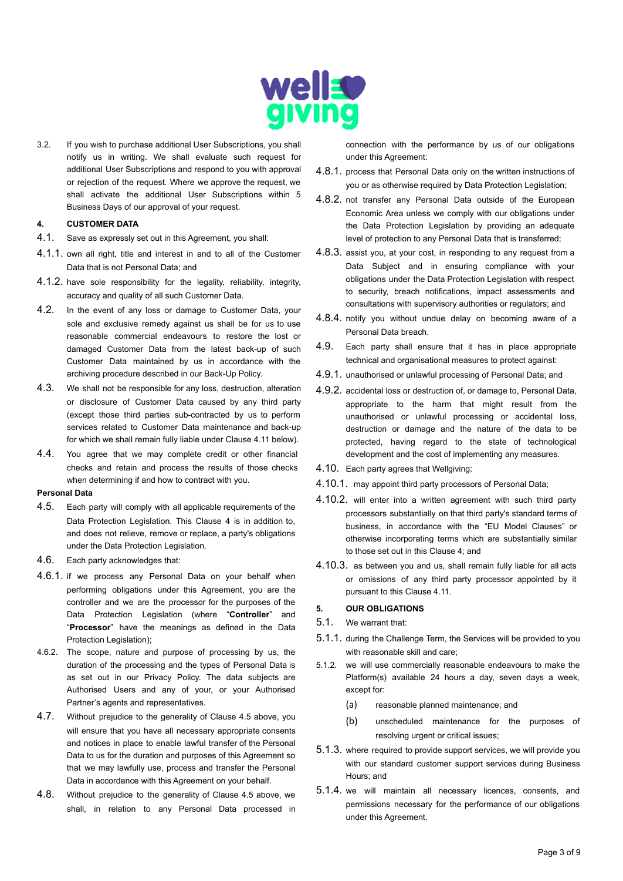3.2. If you wish to purchase additional User Subscriptions, you shall notify us in writing. We shall evaluate such request for additional User Subscriptions and respond to you with approval or rejection of the request. Where we approve the request, we shall activate the additional User Subscriptions within 5 Business Days of our approval of your request.

**4. CUSTOMER DATA**

4.1. Save as expressly set out in this Agreement, you shall:

4.1.1. own all right, title and interest in and to all of the Customer Data that is not Personal Data; and

4.1.2. have sole responsibility for the legality, reliability, integrity, accuracy and quality of all such Customer Data.

4.2. In the event of any loss or damage to Customer Data, your sole and exclusive remedy against us shall be for us to use reasonable commercial endeavours to restore the lost or damaged Customer Data from the latest back-up of such Customer Data maintained by us in accordance with the archiving procedure described in our Back-Up Policy.

4.3. We shall not be responsible for any loss, destruction, alteration or disclosure of Customer Data caused by any third party (except those third parties sub-contracted by us to perform services related to Customer Data maintenance and back-up for which we shall remain fully liable under Clause 4.11 below).

4.4. You agree that we may complete credit or other financial checks and retain and process the results of those checks when determining if and how to contract with you.

**Personal Data**

4.5. Each party will comply with all applicable requirements of the Data Protection Legislation. This Clause 4 is in addition to, and does not relieve, remove or replace, a party's obligations under the Data Protection Legislation.

4.6. Each party acknowledges that:

4.6.1. if we process any Personal Data on your behalf when performing obligations under this Agreement, you are the controller and we are the processor for the purposes of the Data Protection Legislation (where "**Controller**" and "**Processor**" have the meanings as defined in the Data Protection Legislation);

4.6.2. The scope, nature and purpose of processing by us, the duration of the processing and the types of Personal Data is as set out in our Privacy Policy. The data subjects are Authorised Users and any of your, or your Authorised Partner's agents and representatives.

4.7. Without prejudice to the generality of Clause 4.5 above, you will ensure that you have all necessary appropriate consents and notices in place to enable lawful transfer of the Personal Data to us for the duration and purposes of this Agreement so that we may lawfully use, process and transfer the Personal Data in accordance with this Agreement on your behalf.

4.8. Without prejudice to the generality of Clause 4.5 above, we shall, in relation to any Personal Data processed in connection with the performance by us of our obligations under this Agreement:

4.8.1. process that Personal Data only on the written instructions of you or as otherwise required by Data Protection Legislation;

4.8.2. not transfer any Personal Data outside of the European Economic Area unless we comply with our obligations under the Data Protection Legislation by providing an adequate level of protection to any Personal Data that is transferred;

4.8.3. assist you, at your cost, in responding to any request from a Data Subject and in ensuring compliance with your obligations under the Data Protection Legislation with respect to security, breach notifications, impact assessments and consultations with supervisory authorities or regulators; and

4.8.4. notify you without undue delay on becoming aware of a Personal Data breach.

4.9. Each party shall ensure that it has in place appropriate technical and organisational measures to protect against:

4.9.1. unauthorised or unlawful processing of Personal Data; and

4.9.2. accidental loss or destruction of, or damage to, Personal Data, appropriate to the harm that might result from the unauthorised or unlawful processing or accidental loss, destruction or damage and the nature of the data to be protected, having regard to the state of technological development and the cost of implementing any measures.

4.10. Each party agrees that Wellgiving:

4.10.1. may appoint third party processors of Personal Data;

4.10.2. will enter into a written agreement with such third party processors substantially on that third party's standard terms of business, in accordance with the "EU Model Clauses" or otherwise incorporating terms which are substantially similar to those set out in this Clause 4; and

4.10.3. as between you and us, shall remain fully liable for all acts or omissions of any third party processor appointed by it pursuant to this Clause 4.11.

**5. OUR OBLIGATIONS**

5.1. We warrant that:

5.1.1. during the Challenge Term, the Services will be provided to you with reasonable skill and care;

5.1.2. we will use commercially reasonable endeavours to make the Platform(s) available 24 hours a day, seven days a week, except for:

(a) reasonable planned maintenance; and

(b) unscheduled maintenance for the purposes of resolving urgent or critical issues;

5.1.3. where required to provide support services, we will provide you with our standard customer support services during Business Hours; and

5.1.4. we will maintain all necessary licences, consents, and permissions necessary for the performance of our obligations under this Agreement.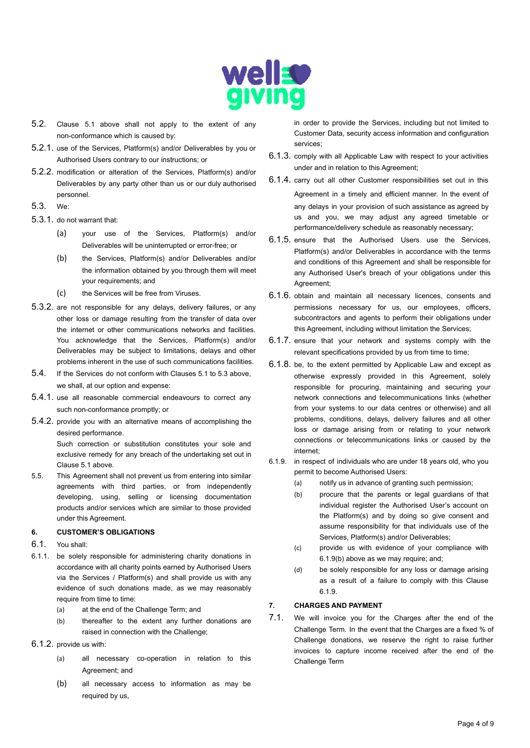5.2. Clause 5.1 above shall not apply to the extent of any non-conformance which is caused by:

5.2.1. use of the Services, Platform(s) and/or Deliverables by you or Authorised Users contrary to our instructions; or

5.2.2. modification or alteration of the Services, Platform(s) and/or Deliverables by any party other than us or our duly authorised personnel.

5.3. We:

5.3.1. do not warrant that:

(a) your use of the Services, Platform(s) and/or Deliverables will be uninterrupted or error-free; or

(b) the Services, Platform(s) and/or Deliverables and/or the information obtained by you through them will meet your requirements; and

(c) the Services will be free from Viruses.

5.3.2. are not responsible for any delays, delivery failures, or any other loss or damage resulting from the transfer of data over the internet or other communications networks and facilities. You acknowledge that the Services, Platform(s) and/or Deliverables may be subject to limitations, delays and other problems inherent in the use of such communications facilities.

5.4. If the Services do not conform with Clauses 5.1 to 5.3 above, we shall, at our option and expense:

5.4.1. use all reasonable commercial endeavours to correct any such non-conformance promptly; or

5.4.2. provide you with an alternative means of accomplishing the desired performance.

Such correction or substitution constitutes your sole and exclusive remedy for any breach of the undertaking set out in Clause 5.1 above.

5.5. This Agreement shall not prevent us from entering into similar agreements with third parties, or from independently developing, using, selling or licensing documentation products and/or services which are similar to those provided under this Agreement.

**6. CUSTOMER'S OBLIGATIONS**

6.1. You shall:

6.1.1. be solely responsible for administering charity donations in accordance with all charity points earned by Authorised Users via the Services / Platform(s) and shall provide us with any evidence of such donations made, as we may reasonably require from time to time:

(a) at the end of the Challenge Term; and

(b) thereafter to the extent any further donations are raised in connection with the Challenge;

6.1.2. provide us with:

(a) all necessary co-operation in relation to this Agreement; and

(b) all necessary access to information as may be required by us, in order to provide the Services, including but not limited to Customer Data, security access information and configuration services;

6.1.3. comply with all Applicable Law with respect to your activities under and in relation to this Agreement;

6.1.4. carry out all other Customer responsibilities set out in this Agreement in a timely and efficient manner. In the event of any delays in your provision of such assistance as agreed by us and you, we may adjust any agreed timetable or performance/delivery schedule as reasonably necessary;

6.1.5. ensure that the Authorised Users use the Services, Platform(s) and/or Deliverables in accordance with the terms and conditions of this Agreement and shall be responsible for any Authorised User's breach of your obligations under this Agreement;

6.1.6. obtain and maintain all necessary licences, consents and permissions necessary for us, our employees, officers, subcontractors and agents to perform their obligations under this Agreement, including without limitation the Services;

6.1.7. ensure that your network and systems comply with the relevant specifications provided by us from time to time;

6.1.8. be, to the extent permitted by Applicable Law and except as otherwise expressly provided in this Agreement, solely responsible for procuring, maintaining and securing your network connections and telecommunications links (whether from your systems to our data centres or otherwise) and all problems, conditions, delays, delivery failures and all other loss or damage arising from or relating to your network connections or telecommunications links or caused by the internet;

6.1.9. in respect of individuals who are under 18 years old, who you permit to become Authorised Users:

(a) notify us in advance of granting such permission;

(b) procure that the parents or legal guardians of that individual register the Authorised User's account on the Platform(s) and by doing so give consent and assume responsibility for that individuals use of the Services, Platform(s) and/or Deliverables;

(c) provide us with evidence of your compliance with 6.1.9(b) above as we may require; and;

(d) be solely responsible for any loss or damage arising as a result of a failure to comply with this Clause 6.1.9.

**7. CHARGES AND PAYMENT**

7.1. We will invoice you for the Charges after the end of the Challenge Term. In the event that the Charges are a fixed % of Challenge donations, we reserve the right to raise further invoices to capture income received after the end of the Challenge Term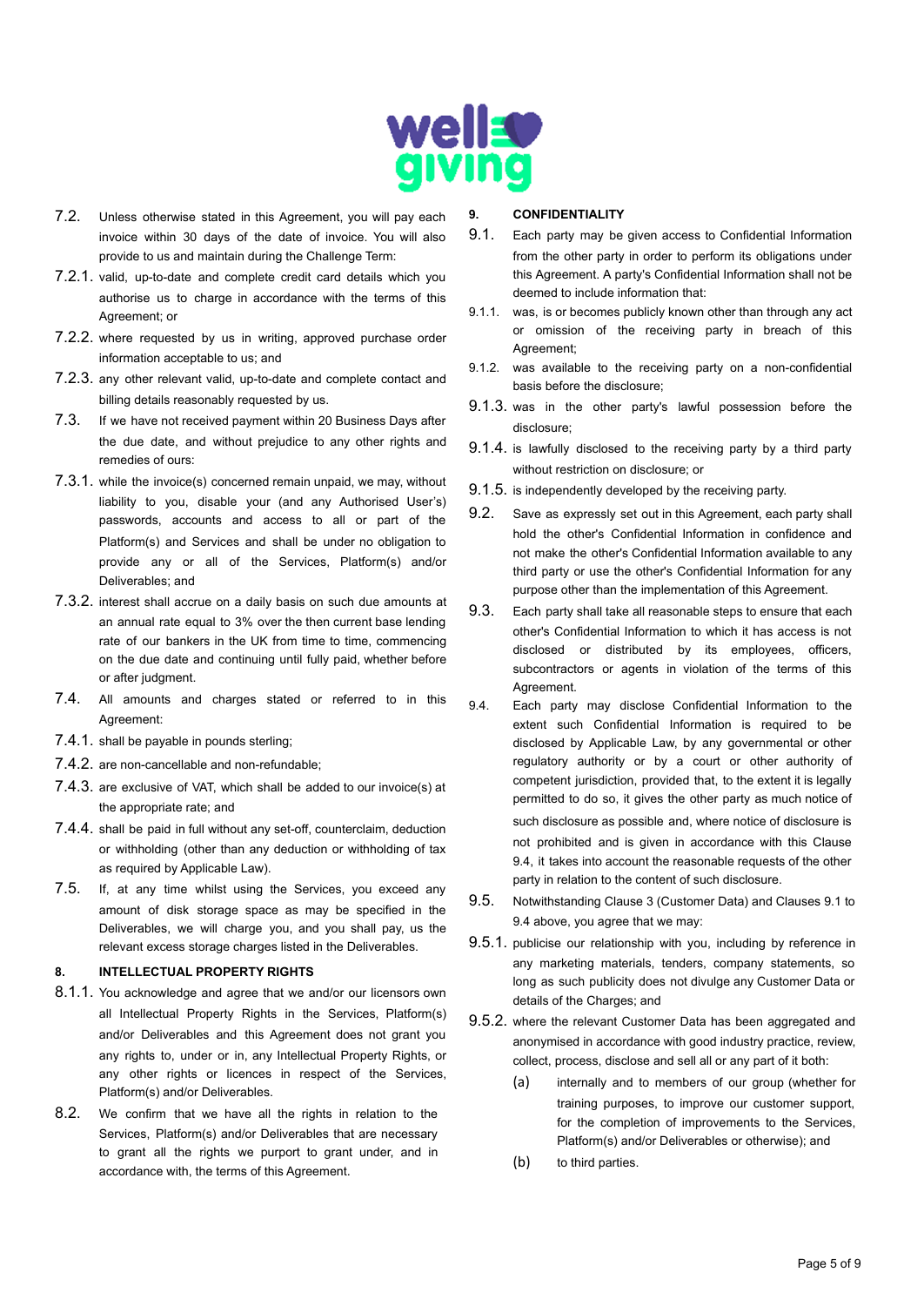7.2. Unless otherwise stated in this Agreement, you will pay each invoice within 30 days of the date of invoice. You will also provide to us and maintain during the Challenge Term:

7.2.1. valid, up-to-date and complete credit card details which you authorise us to charge in accordance with the terms of this Agreement; or

7.2.2. where requested by us in writing, approved purchase order information acceptable to us; and

7.2.3. any other relevant valid, up-to-date and complete contact and billing details reasonably requested by us.

7.3. If we have not received payment within 20 Business Days after the due date, and without prejudice to any other rights and remedies of ours:

7.3.1. while the invoice(s) concerned remain unpaid, we may, without liability to you, disable your (and any Authorised User's) passwords, accounts and access to all or part of the Platform(s) and Services and shall be under no obligation to provide any or all of the Services, Platform(s) and/or Deliverables; and

7.3.2. interest shall accrue on a daily basis on such due amounts at an annual rate equal to 3% over the then current base lending rate of our bankers in the UK from time to time, commencing on the due date and continuing until fully paid, whether before or after judgment.

7.4. All amounts and charges stated or referred to in this Agreement:

7.4.1. shall be payable in pounds sterling;

7.4.2. are non-cancellable and non-refundable;

7.4.3. are exclusive of VAT, which shall be added to our invoice(s) at the appropriate rate; and

7.4.4. shall be paid in full without any set-off, counterclaim, deduction or withholding (other than any deduction or withholding of tax as required by Applicable Law).

7.5. If, at any time whilst using the Services, you exceed any amount of disk storage space as may be specified in the Deliverables, we will charge you, and you shall pay, us the relevant excess storage charges listed in the Deliverables.

## 8. INTELLECTUAL PROPERTY RIGHTS

8.1.1. You acknowledge and agree that we and/or our licensors own all Intellectual Property Rights in the Services, Platform(s) and/or Deliverables and this Agreement does not grant you any rights to, under or in, any Intellectual Property Rights, or any other rights or licences in respect of the Services, Platform(s) and/or Deliverables.

8.2. We confirm that we have all the rights in relation to the Services, Platform(s) and/or Deliverables that are necessary to grant all the rights we purport to grant under, and in accordance with, the terms of this Agreement.

## 9. CONFIDENTIALITY

9.1. Each party may be given access to Confidential Information from the other party in order to perform its obligations under this Agreement. A party's Confidential Information shall not be deemed to include information that:

9.1.1. was, is or becomes publicly known other than through any act or omission of the receiving party in breach of this Agreement;

9.1.2. was available to the receiving party on a non-confidential basis before the disclosure;

9.1.3. was in the other party's lawful possession before the disclosure;

9.1.4. is lawfully disclosed to the receiving party by a third party without restriction on disclosure; or

9.1.5. is independently developed by the receiving party.

9.2. Save as expressly set out in this Agreement, each party shall hold the other's Confidential Information in confidence and not make the other's Confidential Information available to any third party or use the other's Confidential Information for any purpose other than the implementation of this Agreement.

9.3. Each party shall take all reasonable steps to ensure that each other's Confidential Information to which it has access is not disclosed or distributed by its employees, officers, subcontractors or agents in violation of the terms of this Agreement.

9.4. Each party may disclose Confidential Information to the extent such Confidential Information is required to be disclosed by Applicable Law, by any governmental or other regulatory authority or by a court or other authority of competent jurisdiction, provided that, to the extent it is legally permitted to do so, it gives the other party as much notice of such disclosure as possible and, where notice of disclosure is not prohibited and is given in accordance with this Clause 9.4, it takes into account the reasonable requests of the other party in relation to the content of such disclosure.

9.5. Notwithstanding Clause 3 (Customer Data) and Clauses 9.1 to 9.4 above, you agree that we may:

9.5.1. publicise our relationship with you, including by reference in any marketing materials, tenders, company statements, so long as such publicity does not divulge any Customer Data or details of the Charges; and

9.5.2. where the relevant Customer Data has been aggregated and anonymised in accordance with good industry practice, review, collect, process, disclose and sell all or any part of it both:

(a) internally and to members of our group (whether for training purposes, to improve our customer support, for the completion of improvements to the Services, Platform(s) and/or Deliverables or otherwise); and

(b) to third parties.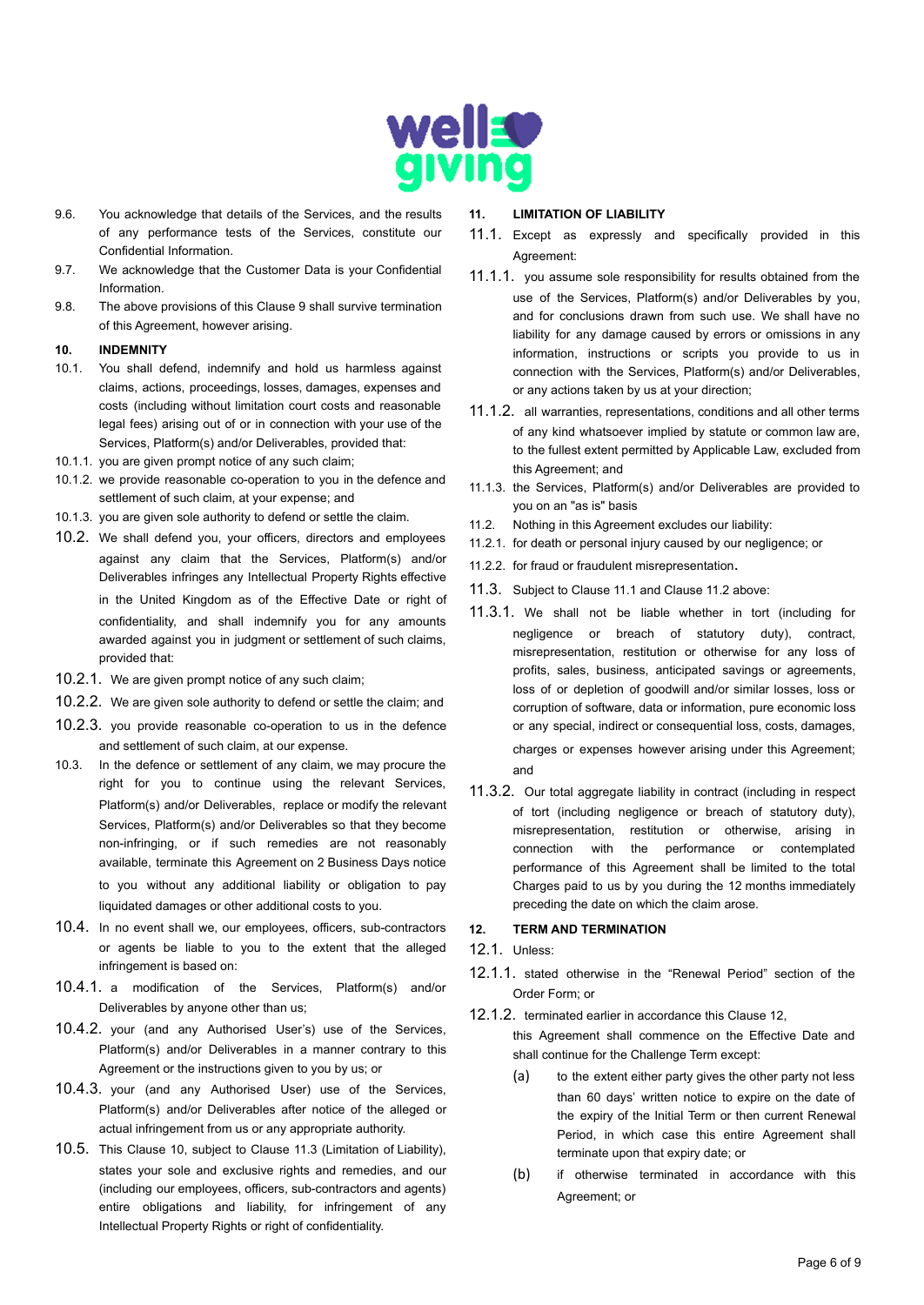9.6. You acknowledge that details of the Services, and the results of any performance tests of the Services, constitute our Confidential Information.

9.7. We acknowledge that the Customer Data is your Confidential Information.

9.8. The above provisions of this Clause 9 shall survive termination of this Agreement, however arising.

**10. INDEMNITY**

10.1. You shall defend, indemnify and hold us harmless against claims, actions, proceedings, losses, damages, expenses and costs (including without limitation court costs and reasonable legal fees) arising out of or in connection with your use of the Services, Platform(s) and/or Deliverables, provided that:

10.1.1. you are given prompt notice of any such claim;

10.1.2. we provide reasonable co-operation to you in the defence and settlement of such claim, at your expense; and

10.1.3. you are given sole authority to defend or settle the claim.

10.2. We shall defend you, your officers, directors and employees against any claim that the Services, Platform(s) and/or Deliverables infringes any Intellectual Property Rights effective in the United Kingdom as of the Effective Date or right of confidentiality, and shall indemnify you for any amounts awarded against you in judgment or settlement of such claims, provided that:

10.2.1. We are given prompt notice of any such claim;

10.2.2. We are given sole authority to defend or settle the claim; and

10.2.3. you provide reasonable co-operation to us in the defence and settlement of such claim, at our expense.

10.3. In the defence or settlement of any claim, we may procure the right for you to continue using the relevant Services, Platform(s) and/or Deliverables, replace or modify the relevant Services, Platform(s) and/or Deliverables so that they become non-infringing, or if such remedies are not reasonably available, terminate this Agreement on 2 Business Days notice to you without any additional liability or obligation to pay liquidated damages or other additional costs to you.

10.4. In no event shall we, our employees, officers, sub-contractors or agents be liable to you to the extent that the alleged infringement is based on:

10.4.1. a modification of the Services, Platform(s) and/or Deliverables by anyone other than us;

10.4.2. your (and any Authorised User's) use of the Services, Platform(s) and/or Deliverables in a manner contrary to this Agreement or the instructions given to you by us; or

10.4.3. your (and any Authorised User) use of the Services, Platform(s) and/or Deliverables after notice of the alleged or actual infringement from us or any appropriate authority.

10.5. This Clause 10, subject to Clause 11.3 (Limitation of Liability), states your sole and exclusive rights and remedies, and our (including our employees, officers, sub-contractors and agents) entire obligations and liability, for infringement of any Intellectual Property Rights or right of confidentiality.

**11. LIMITATION OF LIABILITY**

11.1. Except as expressly and specifically provided in this Agreement:

11.1.1. you assume sole responsibility for results obtained from the use of the Services, Platform(s) and/or Deliverables by you, and for conclusions drawn from such use. We shall have no liability for any damage caused by errors or omissions in any information, instructions or scripts you provide to us in connection with the Services, Platform(s) and/or Deliverables, or any actions taken by us at your direction;

11.1.2. all warranties, representations, conditions and all other terms of any kind whatsoever implied by statute or common law are, to the fullest extent permitted by Applicable Law, excluded from this Agreement; and

11.1.3. the Services, Platform(s) and/or Deliverables are provided to you on an "as is" basis

11.2. Nothing in this Agreement excludes our liability:

11.2.1. for death or personal injury caused by our negligence; or

11.2.2. for fraud or fraudulent misrepresentation.

11.3. Subject to Clause 11.1 and Clause 11.2 above:

11.3.1. We shall not be liable whether in tort (including for negligence or breach of statutory duty), contract, misrepresentation, restitution or otherwise for any loss of profits, sales, business, anticipated savings or agreements, loss of or depletion of goodwill and/or similar losses, loss or corruption of software, data or information, pure economic loss or any special, indirect or consequential loss, costs, damages, charges or expenses however arising under this Agreement; and

11.3.2. Our total aggregate liability in contract (including in respect of tort (including negligence or breach of statutory duty), misrepresentation, restitution or otherwise, arising in connection with the performance or contemplated performance of this Agreement shall be limited to the total Charges paid to us by you during the 12 months immediately preceding the date on which the claim arose.

**12. TERM AND TERMINATION**

12.1. Unless:

12.1.1. stated otherwise in the "Renewal Period" section of the Order Form; or

12.1.2. terminated earlier in accordance this Clause 12,

this Agreement shall commence on the Effective Date and shall continue for the Challenge Term except:

(a) to the extent either party gives the other party not less than 60 days' written notice to expire on the date of the expiry of the Initial Term or then current Renewal Period, in which case this entire Agreement shall terminate upon that expiry date; or

(b) if otherwise terminated in accordance with this Agreement; or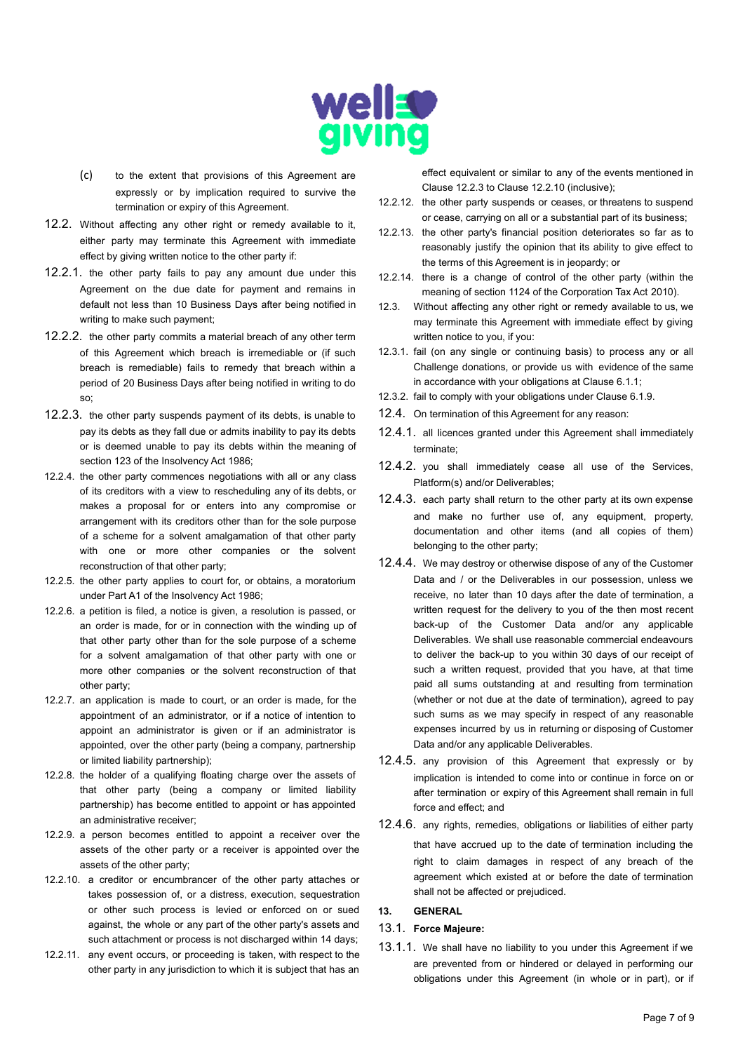(c) to the extent that provisions of this Agreement are expressly or by implication required to survive the termination or expiry of this Agreement.

12.2. Without affecting any other right or remedy available to it, either party may terminate this Agreement with immediate effect by giving written notice to the other party if:

12.2.1. the other party fails to pay any amount due under this Agreement on the due date for payment and remains in default not less than 10 Business Days after being notified in writing to make such payment;

12.2.2. the other party commits a material breach of any other term of this Agreement which breach is irremediable or (if such breach is remediable) fails to remedy that breach within a period of 20 Business Days after being notified in writing to do so;

12.2.3. the other party suspends payment of its debts, is unable to pay its debts as they fall due or admits inability to pay its debts or is deemed unable to pay its debts within the meaning of section 123 of the Insolvency Act 1986;

12.2.4. the other party commences negotiations with all or any class of its creditors with a view to rescheduling any of its debts, or makes a proposal for or enters into any compromise or arrangement with its creditors other than for the sole purpose of a scheme for a solvent amalgamation of that other party with one or more other companies or the solvent reconstruction of that other party;

12.2.5. the other party applies to court for, or obtains, a moratorium under Part A1 of the Insolvency Act 1986;

12.2.6. a petition is filed, a notice is given, a resolution is passed, or an order is made, for or in connection with the winding up of that other party other than for the sole purpose of a scheme for a solvent amalgamation of that other party with one or more other companies or the solvent reconstruction of that other party;

12.2.7. an application is made to court, or an order is made, for the appointment of an administrator, or if a notice of intention to appoint an administrator is given or if an administrator is appointed, over the other party (being a company, partnership or limited liability partnership);

12.2.8. the holder of a qualifying floating charge over the assets of that other party (being a company or limited liability partnership) has become entitled to appoint or has appointed an administrative receiver;

12.2.9. a person becomes entitled to appoint a receiver over the assets of the other party or a receiver is appointed over the assets of the other party;

12.2.10. a creditor or encumbrancer of the other party attaches or takes possession of, or a distress, execution, sequestration or other such process is levied or enforced on or sued against, the whole or any part of the other party's assets and such attachment or process is not discharged within 14 days;

12.2.11. any event occurs, or proceeding is taken, with respect to the other party in any jurisdiction to which it is subject that has an effect equivalent or similar to any of the events mentioned in Clause 12.2.3 to Clause 12.2.10 (inclusive);

12.2.12. the other party suspends or ceases, or threatens to suspend or cease, carrying on all or a substantial part of its business;

12.2.13. the other party's financial position deteriorates so far as to reasonably justify the opinion that its ability to give effect to the terms of this Agreement is in jeopardy; or

12.2.14. there is a change of control of the other party (within the meaning of section 1124 of the Corporation Tax Act 2010).

12.3. Without affecting any other right or remedy available to us, we may terminate this Agreement with immediate effect by giving written notice to you, if you:

12.3.1. fail (on any single or continuing basis) to process any or all Challenge donations, or provide us with evidence of the same in accordance with your obligations at Clause 6.1.1;

12.3.2. fail to comply with your obligations under Clause 6.1.9.

12.4. On termination of this Agreement for any reason:

12.4.1. all licences granted under this Agreement shall immediately terminate;

12.4.2. you shall immediately cease all use of the Services, Platform(s) and/or Deliverables;

12.4.3. each party shall return to the other party at its own expense and make no further use of, any equipment, property, documentation and other items (and all copies of them) belonging to the other party;

12.4.4. We may destroy or otherwise dispose of any of the Customer Data and / or the Deliverables in our possession, unless we receive, no later than 10 days after the date of termination, a written request for the delivery to you of the then most recent back-up of the Customer Data and/or any applicable Deliverables. We shall use reasonable commercial endeavours to deliver the back-up to you within 30 days of our receipt of such a written request, provided that you have, at that time paid all sums outstanding at and resulting from termination (whether or not due at the date of termination), agreed to pay such sums as we may specify in respect of any reasonable expenses incurred by us in returning or disposing of Customer Data and/or any applicable Deliverables.

12.4.5. any provision of this Agreement that expressly or by implication is intended to come into or continue in force on or after termination or expiry of this Agreement shall remain in full force and effect; and

12.4.6. any rights, remedies, obligations or liabilities of either party that have accrued up to the date of termination including the right to claim damages in respect of any breach of the agreement which existed at or before the date of termination shall not be affected or prejudiced.

## 13. GENERAL

### 13.1. Force Majeure:

13.1.1. We shall have no liability to you under this Agreement if we are prevented from or hindered or delayed in performing our obligations under this Agreement (in whole or in part), or if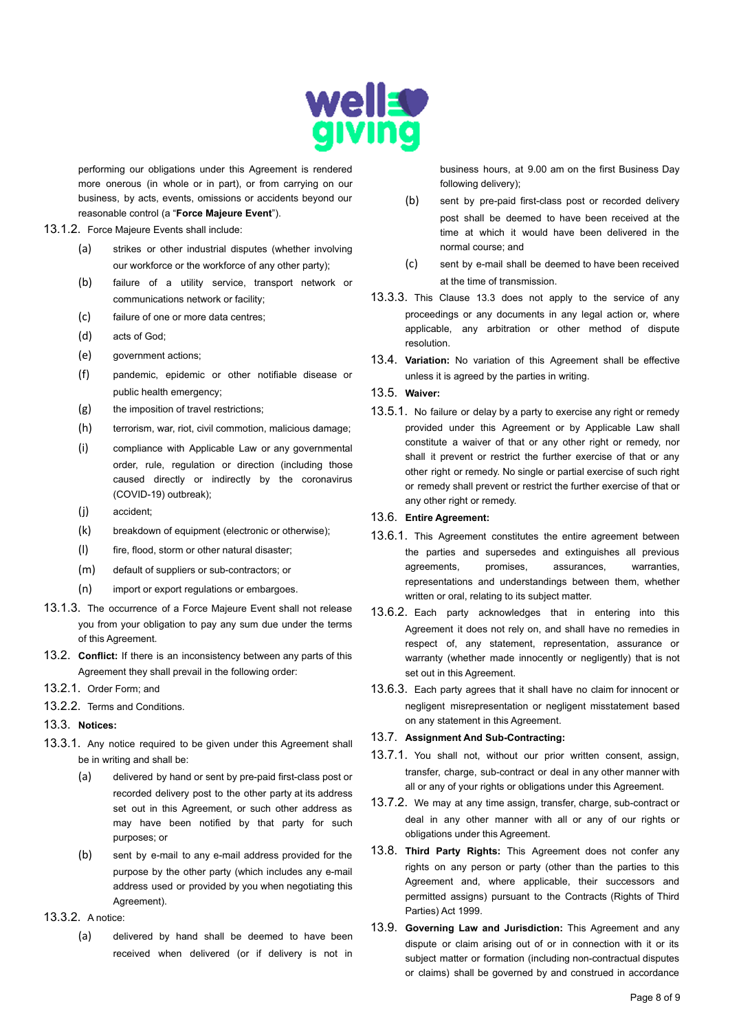performing our obligations under this Agreement is rendered more onerous (in whole or in part), or from carrying on our business, by acts, events, omissions or accidents beyond our reasonable control (a "**Force Majeure Event**").

13.1.2. Force Majeure Events shall include:

- (a) strikes or other industrial disputes (whether involving our workforce or the workforce of any other party);
- (b) failure of a utility service, transport network or communications network or facility;
- (c) failure of one or more data centres;
- (d) acts of God;
- (e) government actions;
- (f) pandemic, epidemic or other notifiable disease or public health emergency;
- (g) the imposition of travel restrictions;
- (h) terrorism, war, riot, civil commotion, malicious damage;
- (i) compliance with Applicable Law or any governmental order, rule, regulation or direction (including those caused directly or indirectly by the coronavirus (COVID-19) outbreak);
- (j) accident;
- (k) breakdown of equipment (electronic or otherwise);
- (l) fire, flood, storm or other natural disaster;
- (m) default of suppliers or sub-contractors; or
- (n) import or export regulations or embargoes.

13.1.3. The occurrence of a Force Majeure Event shall not release you from your obligation to pay any sum due under the terms of this Agreement.

13.2. **Conflict:** If there is an inconsistency between any parts of this Agreement they shall prevail in the following order:

13.2.1. Order Form; and

13.2.2. Terms and Conditions.

13.3. **Notices:**

13.3.1. Any notice required to be given under this Agreement shall be in writing and shall be:

- (a) delivered by hand or sent by pre-paid first-class post or recorded delivery post to the other party at its address set out in this Agreement, or such other address as may have been notified by that party for such purposes; or
- (b) sent by e-mail to any e-mail address provided for the purpose by the other party (which includes any e-mail address used or provided by you when negotiating this Agreement).

13.3.2. A notice:

- (a) delivered by hand shall be deemed to have been received when delivered (or if delivery is not in business hours, at 9.00 am on the first Business Day following delivery);
- (b) sent by pre-paid first-class post or recorded delivery post shall be deemed to have been received at the time at which it would have been delivered in the normal course; and
- (c) sent by e-mail shall be deemed to have been received at the time of transmission.

13.3.3. This Clause 13.3 does not apply to the service of any proceedings or any documents in any legal action or, where applicable, any arbitration or other method of dispute resolution.

13.4. **Variation:** No variation of this Agreement shall be effective unless it is agreed by the parties in writing.

13.5. **Waiver:**

13.5.1. No failure or delay by a party to exercise any right or remedy provided under this Agreement or by Applicable Law shall constitute a waiver of that or any other right or remedy, nor shall it prevent or restrict the further exercise of that or any other right or remedy. No single or partial exercise of such right or remedy shall prevent or restrict the further exercise of that or any other right or remedy.

13.6. **Entire Agreement:**

13.6.1. This Agreement constitutes the entire agreement between the parties and supersedes and extinguishes all previous agreements, promises, assurances, warranties, representations and understandings between them, whether written or oral, relating to its subject matter.

13.6.2. Each party acknowledges that in entering into this Agreement it does not rely on, and shall have no remedies in respect of, any statement, representation, assurance or warranty (whether made innocently or negligently) that is not set out in this Agreement.

13.6.3. Each party agrees that it shall have no claim for innocent or negligent misrepresentation or negligent misstatement based on any statement in this Agreement.

13.7. **Assignment And Sub-Contracting:**

13.7.1. You shall not, without our prior written consent, assign, transfer, charge, sub-contract or deal in any other manner with all or any of your rights or obligations under this Agreement.

13.7.2. We may at any time assign, transfer, charge, sub-contract or deal in any other manner with all or any of our rights or obligations under this Agreement.

13.8. **Third Party Rights:** This Agreement does not confer any rights on any person or party (other than the parties to this Agreement and, where applicable, their successors and permitted assigns) pursuant to the Contracts (Rights of Third Parties) Act 1999.

13.9. **Governing Law and Jurisdiction:** This Agreement and any dispute or claim arising out of or in connection with it or its subject matter or formation (including non-contractual disputes or claims) shall be governed by and construed in accordance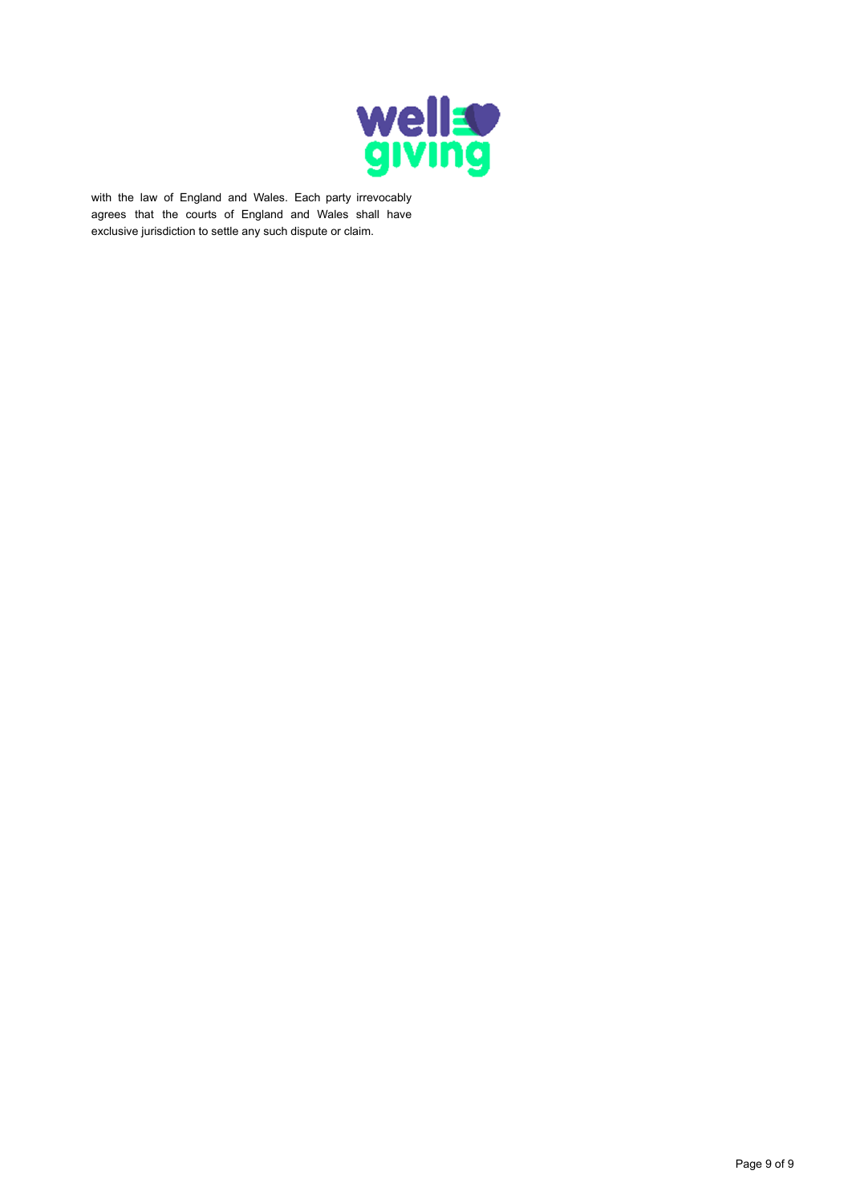with the law of England and Wales. Each party irrevocably agrees that the courts of England and Wales shall have exclusive jurisdiction to settle any such dispute or claim.